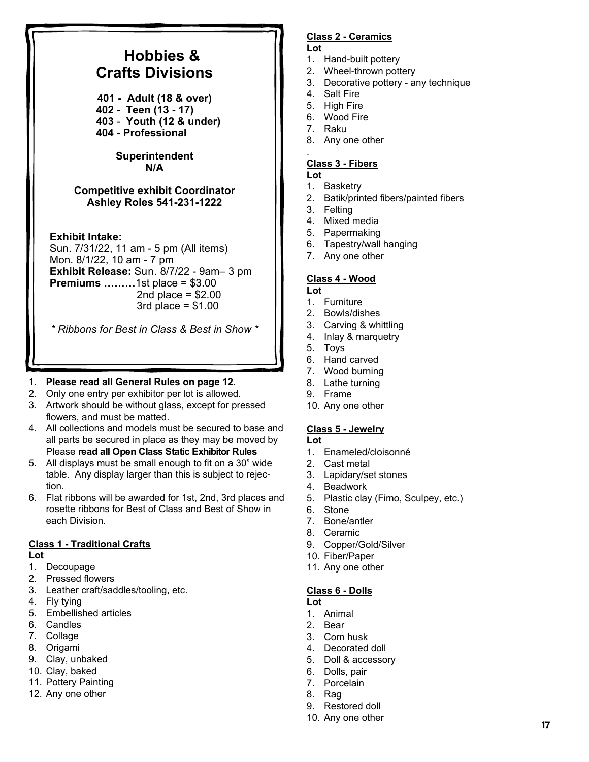# Hobbies & Crafts Divisions

**401 - Adult (18 & over)**
**402 - Teen (13 - 17)**
**403 - Youth (12 & under)**
**404 - Professional**

**Superintendent**
**N/A**

**Competitive exhibit Coordinator**
**Ashley Roles 541-231-1222**

**Exhibit Intake:**
Sun. 7/31/22, 11 am - 5 pm (All items)
Mon. 8/1/22, 10 am - 7 pm
**Exhibit Release:** Sun. 8/7/22 - 9am– 3 pm
**Premiums ………**1st place = $3.00
2nd place = $2.00
3rd place = $1.00

*\* Ribbons for Best in Class & Best in Show \**

1. **Please read all General Rules on page 12.**
2. Only one entry per exhibitor per lot is allowed.
3. Artwork should be without glass, except for pressed flowers, and must be matted.
4. All collections and models must be secured to base and all parts be secured in place as they may be moved by Please **read all Open Class Static Exhibitor Rules**
5. All displays must be small enough to fit on a 30" wide table. Any display larger than this is subject to rejection.
6. Flat ribbons will be awarded for 1st, 2nd, 3rd places and rosette ribbons for Best of Class and Best of Show in each Division.

## Class 1 - Traditional Crafts

**Lot**

1. Decoupage
2. Pressed flowers
3. Leather craft/saddles/tooling, etc.
4. Fly tying
5. Embellished articles
6. Candles
7. Collage
8. Origami
9. Clay, unbaked
10. Clay, baked
11. Pottery Painting
12. Any one other

## Class 2 - Ceramics

**Lot**

1. Hand-built pottery
2. Wheel-thrown pottery
3. Decorative pottery - any technique
4. Salt Fire
5. High Fire
6. Wood Fire
7. Raku
8. Any one other

## Class 3 - Fibers

**Lot**

1. Basketry
2. Batik/printed fibers/painted fibers
3. Felting
4. Mixed media
5. Papermaking
6. Tapestry/wall hanging
7. Any one other

## Class 4 - Wood

**Lot**

1. Furniture
2. Bowls/dishes
3. Carving & whittling
4. Inlay & marquetry
5. Toys
6. Hand carved
7. Wood burning
8. Lathe turning
9. Frame
10. Any one other

## Class 5 - Jewelry

**Lot**

1. Enameled/cloisonné
2. Cast metal
3. Lapidary/set stones
4. Beadwork
5. Plastic clay (Fimo, Sculpey, etc.)
6. Stone
7. Bone/antler
8. Ceramic
9. Copper/Gold/Silver
10. Fiber/Paper
11. Any one other

## Class 6 - Dolls

**Lot**

1. Animal
2. Bear
3. Corn husk
4. Decorated doll
5. Doll & accessory
6. Dolls, pair
7. Porcelain
8. Rag
9. Restored doll
10. Any one other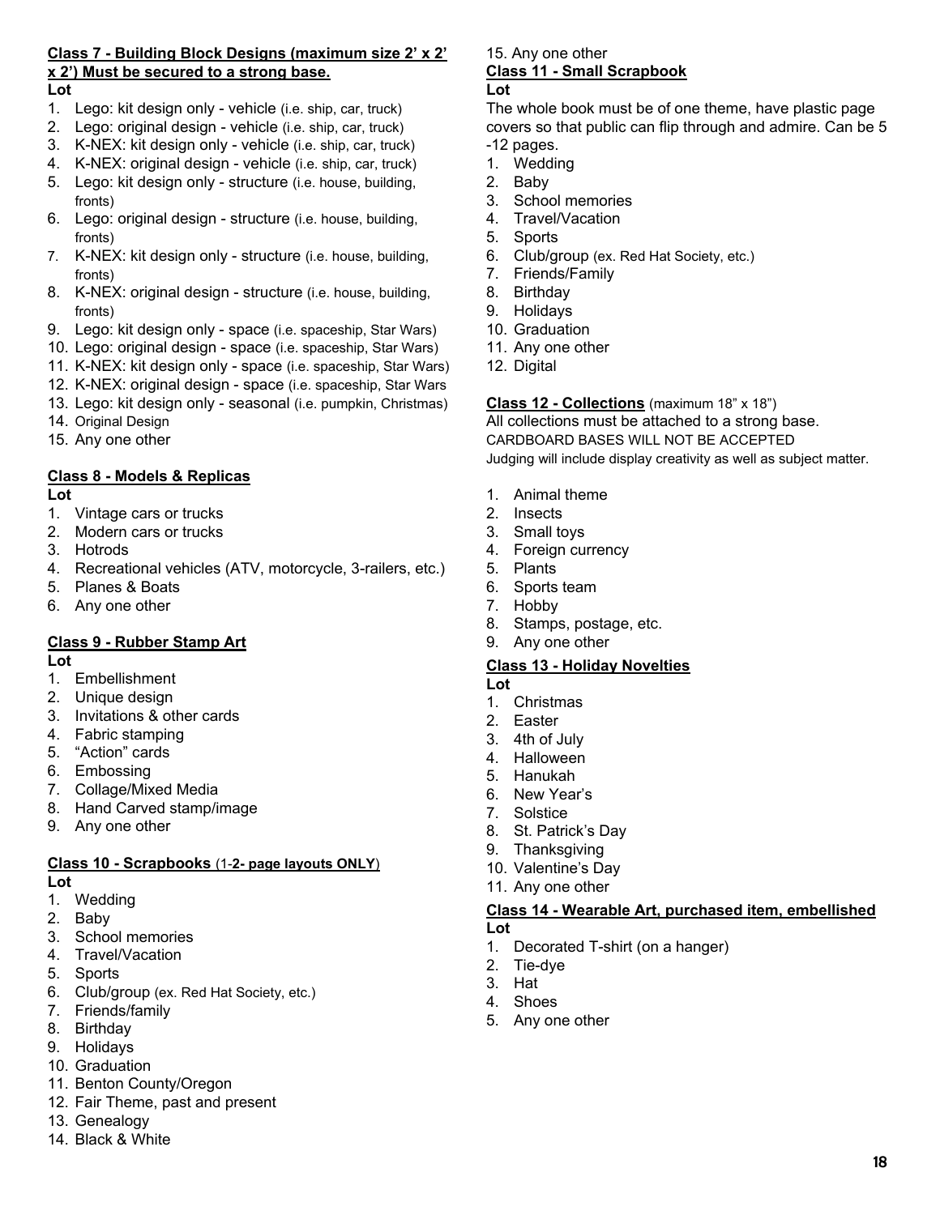**Class 7 - Building Block Designs (maximum size 2' x 2' x 2') Must be secured to a strong base.**

**Lot**

1. Lego: kit design only - vehicle (i.e. ship, car, truck)
2. Lego: original design - vehicle (i.e. ship, car, truck)
3. K-NEX: kit design only - vehicle (i.e. ship, car, truck)
4. K-NEX: original design - vehicle (i.e. ship, car, truck)
5. Lego: kit design only - structure (i.e. house, building, fronts)
6. Lego: original design - structure (i.e. house, building, fronts)
7. K-NEX: kit design only - structure (i.e. house, building, fronts)
8. K-NEX: original design - structure (i.e. house, building, fronts)
9. Lego: kit design only - space (i.e. spaceship, Star Wars)
10. Lego: original design - space (i.e. spaceship, Star Wars)
11. K-NEX: kit design only - space (i.e. spaceship, Star Wars)
12. K-NEX: original design - space (i.e. spaceship, Star Wars
13. Lego: kit design only - seasonal (i.e. pumpkin, Christmas)
14. Original Design
15. Any one other

**Class 8 - Models & Replicas**

**Lot**

1. Vintage cars or trucks
2. Modern cars or trucks
3. Hotrods
4. Recreational vehicles (ATV, motorcycle, 3-railers, etc.)
5. Planes & Boats
6. Any one other

**Class 9 - Rubber Stamp Art**

**Lot**

1. Embellishment
2. Unique design
3. Invitations & other cards
4. Fabric stamping
5. "Action" cards
6. Embossing
7. Collage/Mixed Media
8. Hand Carved stamp/image
9. Any one other

**Class 10 - Scrapbooks** (1-**2- page layouts ONLY**)

**Lot**

1. Wedding
2. Baby
3. School memories
4. Travel/Vacation
5. Sports
6. Club/group (ex. Red Hat Society, etc.)
7. Friends/family
8. Birthday
9. Holidays
10. Graduation
11. Benton County/Oregon
12. Fair Theme, past and present
13. Genealogy
14. Black & White
15. Any one other

**Class 11 - Small Scrapbook**

**Lot**

The whole book must be of one theme, have plastic page covers so that public can flip through and admire. Can be 5 -12 pages.

1. Wedding
2. Baby
3. School memories
4. Travel/Vacation
5. Sports
6. Club/group (ex. Red Hat Society, etc.)
7. Friends/Family
8. Birthday
9. Holidays
10. Graduation
11. Any one other
12. Digital

**Class 12 - Collections** (maximum 18" x 18")

All collections must be attached to a strong base.
CARDBOARD BASES WILL NOT BE ACCEPTED
Judging will include display creativity as well as subject matter.

1. Animal theme
2. Insects
3. Small toys
4. Foreign currency
5. Plants
6. Sports team
7. Hobby
8. Stamps, postage, etc.
9. Any one other

**Class 13 - Holiday Novelties**

**Lot**

1. Christmas
2. Easter
3. 4th of July
4. Halloween
5. Hanukah
6. New Year's
7. Solstice
8. St. Patrick's Day
9. Thanksgiving
10. Valentine's Day
11. Any one other

**Class 14 - Wearable Art, purchased item, embellished**

**Lot**

1. Decorated T-shirt (on a hanger)
2. Tie-dye
3. Hat
4. Shoes
5. Any one other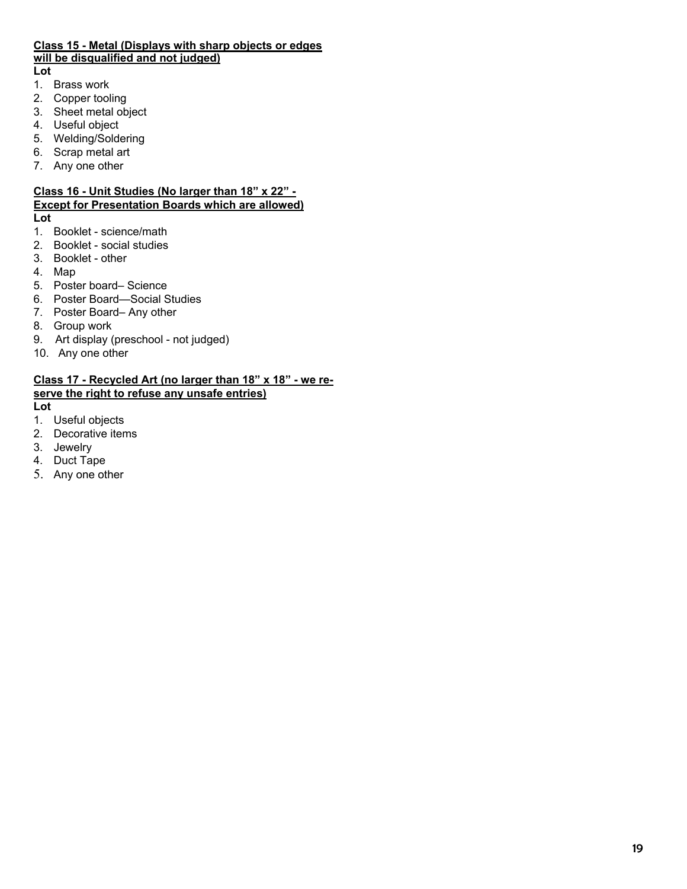**<u>Class 15 - Metal (Displays with sharp objects or edges will be disqualified and not judged)</u>**

**Lot**

1. Brass work
2. Copper tooling
3. Sheet metal object
4. Useful object
5. Welding/Soldering
6. Scrap metal art
7. Any one other

**<u>Class 16 - Unit Studies (No larger than 18” x 22” - Except for Presentation Boards which are allowed)</u>**

**Lot**

1. Booklet - science/math
2. Booklet - social studies
3. Booklet - other
4. Map
5. Poster board– Science
6. Poster Board—Social Studies
7. Poster Board– Any other
8. Group work
9. Art display (preschool - not judged)
10. Any one other

**<u>Class 17 - Recycled Art (no larger than 18” x 18” - we reserve the right to refuse any unsafe entries)</u>**

**Lot**

1. Useful objects
2. Decorative items
3. Jewelry
4. Duct Tape
5. Any one other